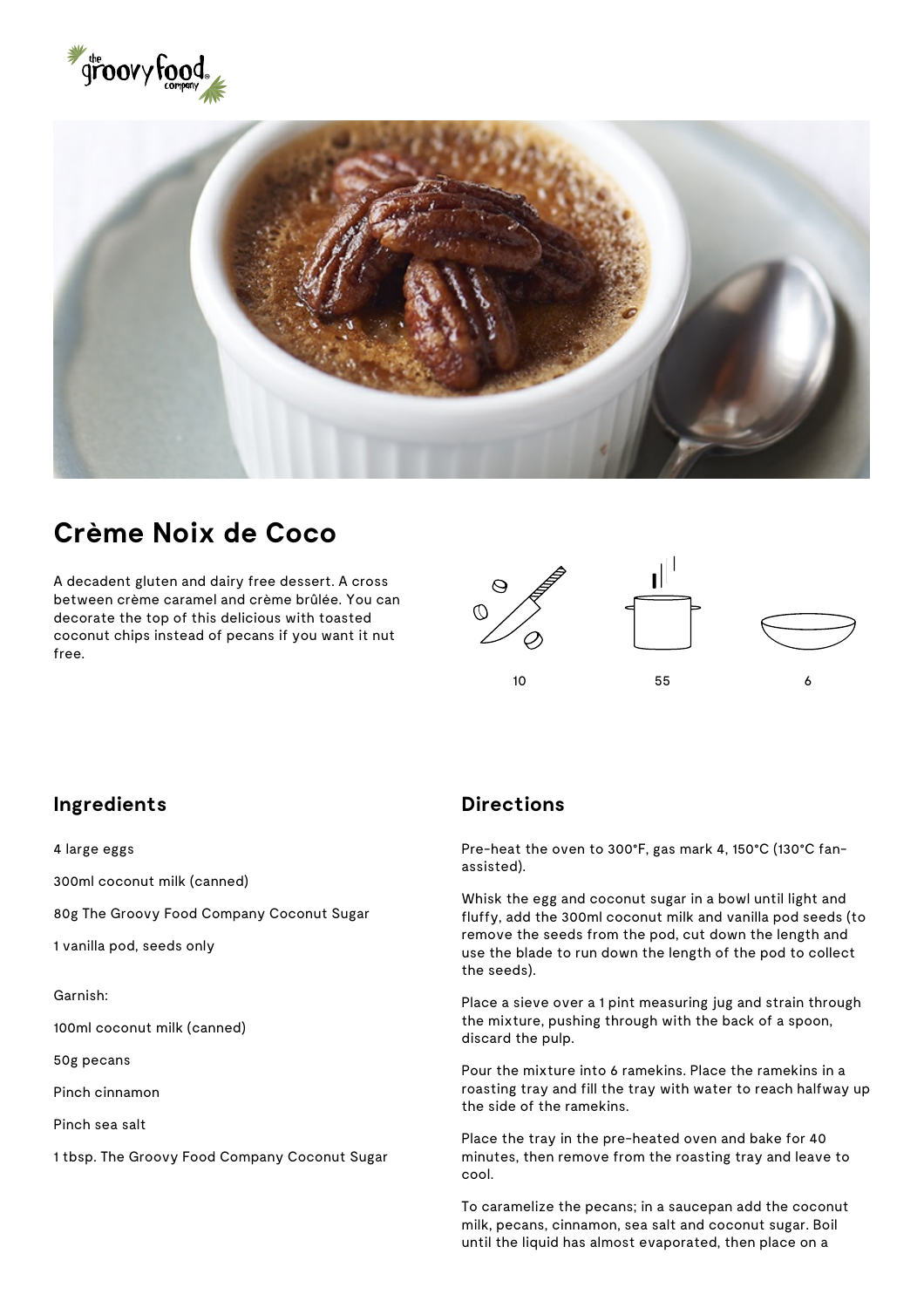# Crème Noix de Coco

A decadent gluten and dairy free dessert. A cross between crème caramel and crème brûlée. You can decorate the top of this delicious with toasted coconut chips instead of pecans if you want it nut free.

10

55

6

## Ingredients

4 large eggs

300ml coconut milk (canned)

80g The Groovy Food Company Coconut Sugar

1 vanilla pod, seeds only

Garnish:

100ml coconut milk (canned)

50g pecans

Pinch cinnamon

Pinch sea salt

1 tbsp. The Groovy Food Company Coconut Sugar

## Directions

Pre-heat the oven to 300°F, gas mark 4, 150°C (130°C fan-assisted).

Whisk the egg and coconut sugar in a bowl until light and fluffy, add the 300ml coconut milk and vanilla pod seeds (to remove the seeds from the pod, cut down the length and use the blade to run down the length of the pod to collect the seeds).

Place a sieve over a 1 pint measuring jug and strain through the mixture, pushing through with the back of a spoon, discard the pulp.

Pour the mixture into 6 ramekins. Place the ramekins in a roasting tray and fill the tray with water to reach halfway up the side of the ramekins.

Place the tray in the pre-heated oven and bake for 40 minutes, then remove from the roasting tray and leave to cool.

To caramelize the pecans; in a saucepan add the coconut milk, pecans, cinnamon, sea salt and coconut sugar. Boil until the liquid has almost evaporated, then place on a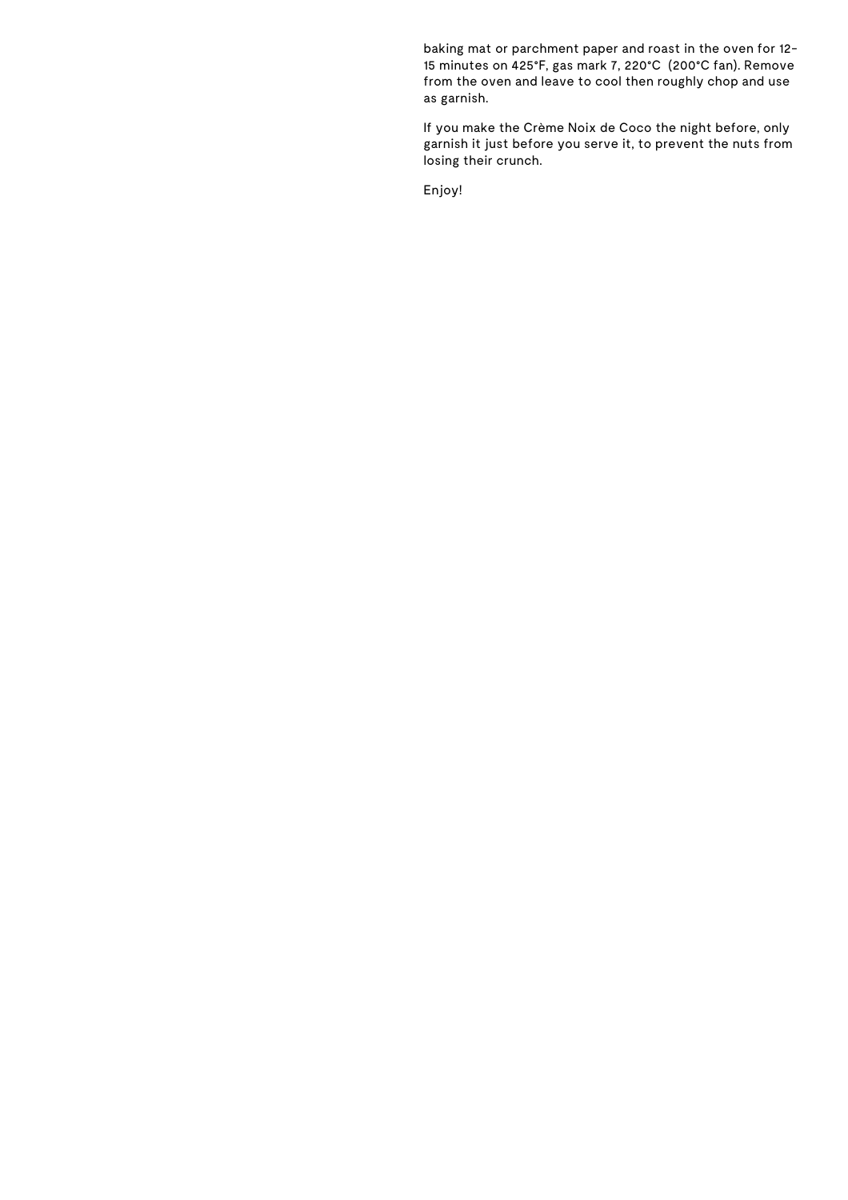baking mat or parchment paper and roast in the oven for 12-15 minutes on 425°F, gas mark 7, 220°C (200°C fan). Remove from the oven and leave to cool then roughly chop and use as garnish.

If you make the Crème Noix de Coco the night before, only garnish it just before you serve it, to prevent the nuts from losing their crunch.

Enjoy!